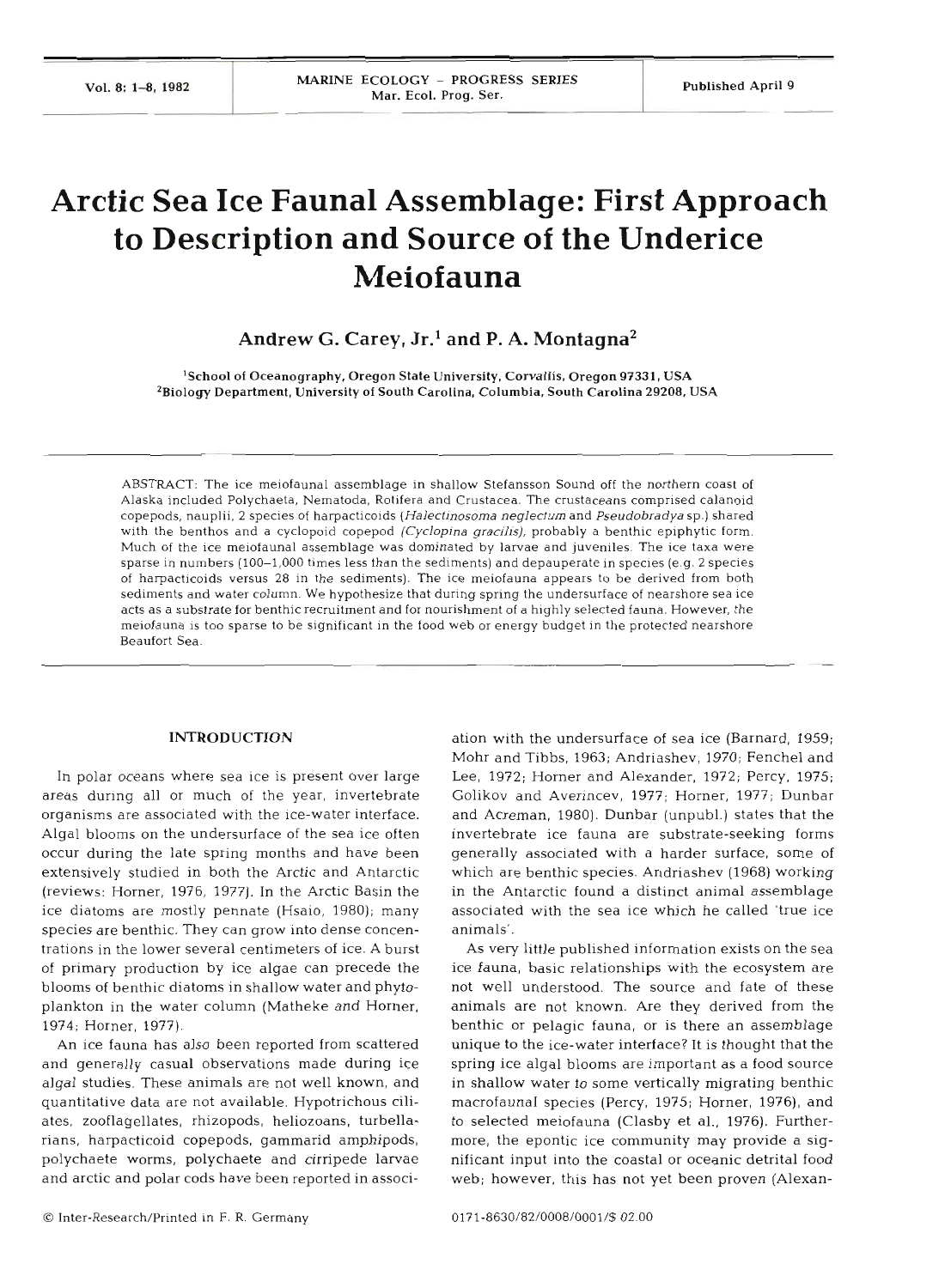# Arctic Sea Ice Faunal Assemblage: First Approach to Description and Source of the Underice Meiofauna

**Andrew G. Carey, Jr.[1] and P. A. Montagna[2]**

[1] School of Oceanography, Oregon State University, Corvallis, Oregon 97331, USA
[2] Biology Department, University of South Carolina, Columbia, South Carolina 29208, USA

ABSTRACT: The ice meiofaunal assemblage in shallow Stefansson Sound off the northern coast of Alaska included Polychaeta, Nematoda, Rotifera and Crustacea. The crustaceans comprised calanoid copepods, nauplii, 2 species of harpacticoids (*Halectinosoma neglectum* and *Pseudobradya* sp.) shared with the benthos and a cyclopoid copepod (*Cyclopina gracilis*), probably a benthic epiphytic form. Much of the ice meiofaunal assemblage was dominated by larvae and juveniles. The ice taxa were sparse in numbers (100–1,000 times less than the sediments) and depauperate in species (e.g. 2 species of harpacticoids versus 28 in the sediments). The ice meiofauna appears to be derived from both sediments and water column. We hypothesize that during spring the undersurface of nearshore sea ice acts as a substrate for benthic recruitment and for nourishment of a highly selected fauna. However, the meiofauna is too sparse to be significant in the food web or energy budget in the protected nearshore Beaufort Sea.

## INTRODUCTION

In polar oceans where sea ice is present over large areas during all or much of the year, invertebrate organisms are associated with the ice-water interface. Algal blooms on the undersurface of the sea ice often occur during the late spring months and have been extensively studied in both the Arctic and Antarctic (reviews: Horner, 1976, 1977). In the Arctic Basin the ice diatoms are mostly pennate (Hsaio, 1980); many species are benthic. They can grow into dense concentrations in the lower several centimeters of ice. A burst of primary production by ice algae can precede the blooms of benthic diatoms in shallow water and phytoplankton in the water column (Matheke and Horner, 1974; Horner, 1977).

An ice fauna has also been reported from scattered and generally casual observations made during ice algal studies. These animals are not well known, and quantitative data are not available. Hypotrichous ciliates, zooflagellates, rhizopods, heliozoans, turbellarians, harpacticoid copepods, gammarid amphipods, polychaete worms, polychaete and cirripede larvae and arctic and polar cods have been reported in association with the undersurface of sea ice (Barnard, 1959; Mohr and Tibbs, 1963; Andriashev, 1970; Fenchel and Lee, 1972; Horner and Alexander, 1972; Percy, 1975; Golikov and Averincev, 1977; Horner, 1977; Dunbar and Acreman, 1980). Dunbar (unpubl.) states that the invertebrate ice fauna are substrate-seeking forms generally associated with a harder surface, some of which are benthic species. Andriashev (1968) working in the Antarctic found a distinct animal assemblage associated with the sea ice which he called 'true ice animals'.

As very little published information exists on the sea ice fauna, basic relationships with the ecosystem are not well understood. The source and fate of these animals are not known. Are they derived from the benthic or pelagic fauna, or is there an assemblage unique to the ice-water interface? It is thought that the spring ice algal blooms are important as a food source in shallow water to some vertically migrating benthic macrofaunal species (Percy, 1975; Horner, 1976), and to selected meiofauna (Clasby et al., 1976). Furthermore, the epontic ice community may provide a significant input into the coastal or oceanic detrital food web; however, this has not yet been proven (Alexan-

© Inter-Research/Printed in F. R. Germany

0171-8630/82/0008/0001/$ 02.00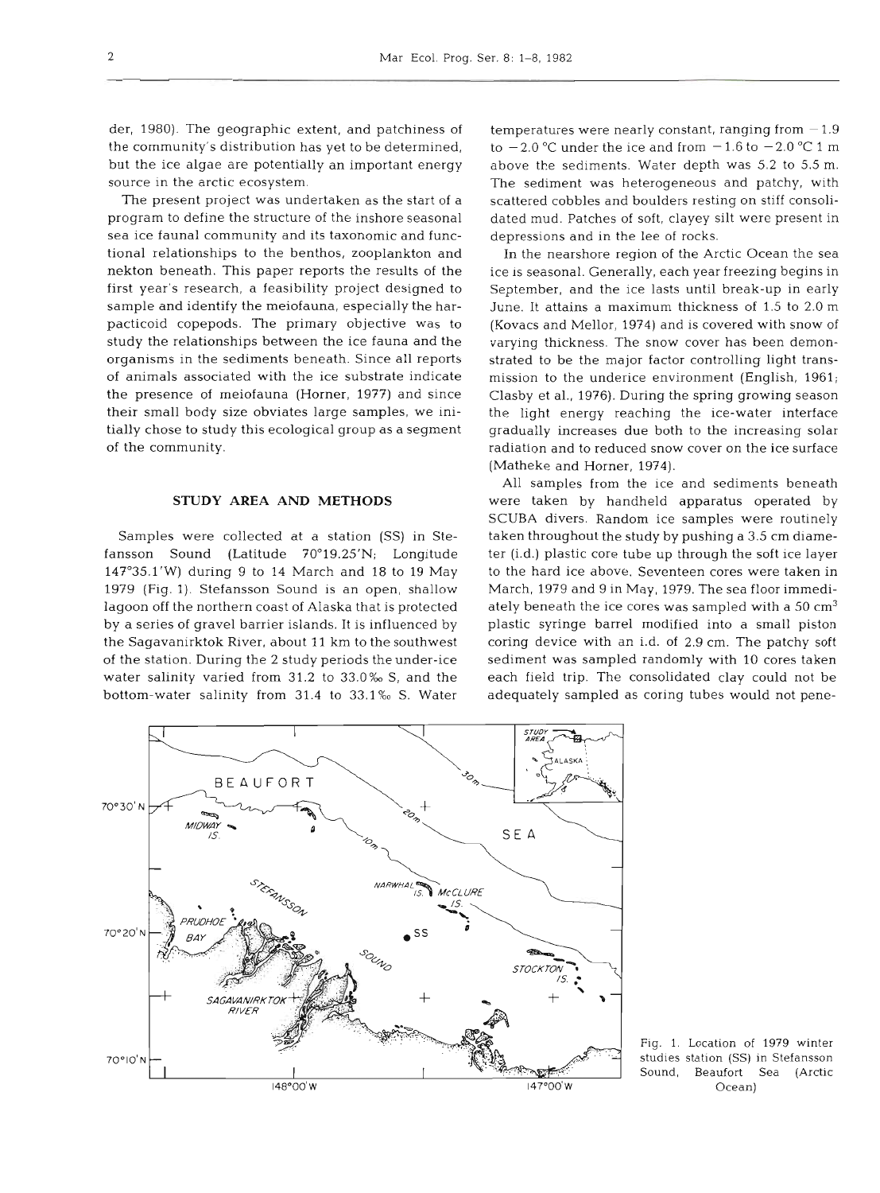der, 1980). The geographic extent, and patchiness of the community's distribution has yet to be determined, but the ice algae are potentially an important energy source in the arctic ecosystem.

The present project was undertaken as the start of a program to define the structure of the inshore seasonal sea ice faunal community and its taxonomic and functional relationships to the benthos, zooplankton and nekton beneath. This paper reports the results of the first year's research, a feasibility project designed to sample and identify the meiofauna, especially the harpacticoid copepods. The primary objective was to study the relationships between the ice fauna and the organisms in the sediments beneath. Since all reports of animals associated with the ice substrate indicate the presence of meiofauna (Horner, 1977) and since their small body size obviates large samples, we initially chose to study this ecological group as a segment of the community.

## STUDY AREA AND METHODS

Samples were collected at a station (SS) in Stefansson Sound (Latitude 70°19.25'N; Longitude 147°35.1'W) during 9 to 14 March and 18 to 19 May 1979 (Fig. 1). Stefansson Sound is an open, shallow lagoon off the northern coast of Alaska that is protected by a series of gravel barrier islands. It is influenced by the Sagavanirktok River, about 11 km to the southwest of the station. During the 2 study periods the under-ice water salinity varied from 31.2 to 33.0‰ S, and the bottom-water salinity from 31.4 to 33.1‰ S. Water temperatures were nearly constant, ranging from −1.9 to −2.0 °C under the ice and from −1.6 to −2.0 °C 1 m above the sediments. Water depth was 5.2 to 5.5 m. The sediment was heterogeneous and patchy, with scattered cobbles and boulders resting on stiff consolidated mud. Patches of soft, clayey silt were present in depressions and in the lee of rocks.

In the nearshore region of the Arctic Ocean the sea ice is seasonal. Generally, each year freezing begins in September, and the ice lasts until break-up in early June. It attains a maximum thickness of 1.5 to 2.0 m (Kovacs and Mellor, 1974) and is covered with snow of varying thickness. The snow cover has been demonstrated to be the major factor controlling light transmission to the underice environment (English, 1961; Clasby et al., 1976). During the spring growing season the light energy reaching the ice-water interface gradually increases due both to the increasing solar radiation and to reduced snow cover on the ice surface (Matheke and Horner, 1974).

All samples from the ice and sediments beneath were taken by handheld apparatus operated by SCUBA divers. Random ice samples were routinely taken throughout the study by pushing a 3.5 cm diameter (i.d.) plastic core tube up through the soft ice layer to the hard ice above. Seventeen cores were taken in March, 1979 and 9 in May, 1979. The sea floor immediately beneath the ice cores was sampled with a 50 $cm^3$ plastic syringe barrel modified into a small piston coring device with an i.d. of 2.9 cm. The patchy soft sediment was sampled randomly with 10 cores taken each field trip. The consolidated clay could not be adequately sampled as coring tubes would not pene-

Fig. 1. Location of 1979 winter studies station (SS) in Stefansson Sound, Beaufort Sea (Arctic Ocean)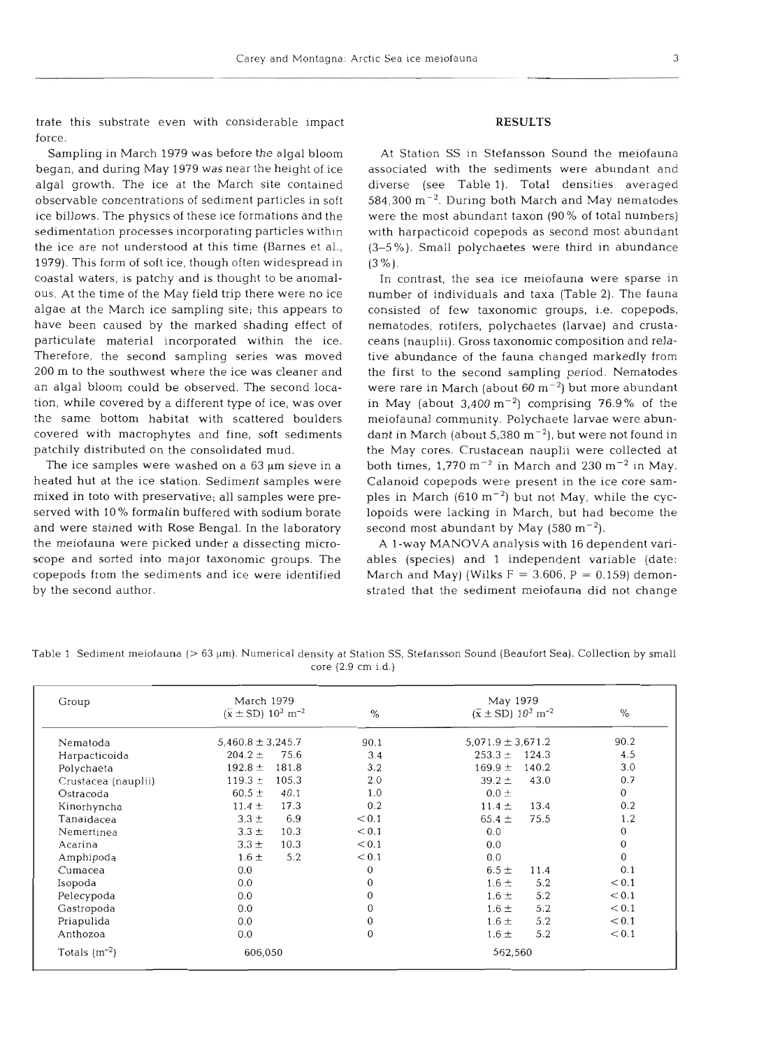trate this substrate even with considerable impact force.

Sampling in March 1979 was before the algal bloom began, and during May 1979 was near the height of ice algal growth. The ice at the March site contained observable concentrations of sediment particles in soft ice billows. The physics of these ice formations and the sedimentation processes incorporating particles within the ice are not understood at this time (Barnes et al., 1979). This form of soft ice, though often widespread in coastal waters, is patchy and is thought to be anomalous. At the time of the May field trip there were no ice algae at the March ice sampling site; this appears to have been caused by the marked shading effect of particulate material incorporated within the ice. Therefore, the second sampling series was moved 200 m to the southwest where the ice was cleaner and an algal bloom could be observed. The second location, while covered by a different type of ice, was over the same bottom habitat with scattered boulders covered with macrophytes and fine, soft sediments patchily distributed on the consolidated mud.

The ice samples were washed on a 63 µm sieve in a heated hut at the ice station. Sediment samples were mixed in toto with preservative; all samples were preserved with 10 % formalin buffered with sodium borate and were stained with Rose Bengal. In the laboratory the meiofauna were picked under a dissecting microscope and sorted into major taxonomic groups. The copepods from the sediments and ice were identified by the second author.

## RESULTS

At Station SS in Stefansson Sound the meiofauna associated with the sediments were abundant and diverse (see Table 1). Total densities averaged 584,300 $m^{-2}$. During both March and May nematodes were the most abundant taxon (90 % of total numbers) with harpacticoid copepods as second most abundant (3–5 %). Small polychaetes were third in abundance (3 %).

In contrast, the sea ice meiofauna were sparse in number of individuals and taxa (Table 2). The fauna consisted of few taxonomic groups, i.e. copepods, nematodes, rotifers, polychaetes (larvae) and crustaceans (nauplii). Gross taxonomic composition and relative abundance of the fauna changed markedly from the first to the second sampling period. Nematodes were rare in March (about 60 $m^{-2}$) but more abundant in May (about 3,400 $m^{-2}$) comprising 76.9 % of the meiofaunal community. Polychaete larvae were abundant in March (about 5,380 $m^{-2}$), but were not found in the May cores. Crustacean nauplii were collected at both times, 1,770 $m^{-2}$ in March and 230 $m^{-2}$ in May. Calanoid copepods were present in the ice core samples in March (610 $m^{-2}$) but not May, while the cyclopoids were lacking in March, but had become the second most abundant by May (580 $m^{-2}$).

A 1-way MANOVA analysis with 16 dependent variables (species) and 1 independent variable (date: March and May) (Wilks F = 3.606, P = 0.159) demonstrated that the sediment meiofauna did not change

Table 1. Sediment meiofauna (> 63 µm). Numerical density at Station SS, Stefansson Sound (Beaufort Sea). Collection by small core (2.9 cm i.d.)

| Group | March 1979 ($\bar{x} \pm$ SD) $10^2$ $m^{-2}$ | % | May 1979 ($\bar{x} \pm$ SD) $10^2$ $m^{-2}$ | % |
|---|---|---|---|---|
| Nematoda | 5,460.8 ± 3,245.7 | 90.1 | 5,071.9 ± 3,671.2 | 90.2 |
| Harpacticoida | 204.2 ± 75.6 | 3.4 | 253.3 ± 124.3 | 4.5 |
| Polychaeta | 192.8 ± 181.8 | 3.2 | 169.9 ± 140.2 | 3.0 |
| Crustacea (nauplii) | 119.3 ± 105.3 | 2.0 | 39.2 ± 43.0 | 0.7 |
| Ostracoda | 60.5 ± 40.1 | 1.0 | 0.0 ± | 0 |
| Kinorhyncha | 11.4 ± 17.3 | 0.2 | 11.4 ± 13.4 | 0.2 |
| Tanaidacea | 3.3 ± 6.9 | < 0.1 | 65.4 ± 75.5 | 1.2 |
| Nemertinea | 3.3 ± 10.3 | < 0.1 | 0.0 | 0 |
| Acarina | 3.3 ± 10.3 | < 0.1 | 0.0 | 0 |
| Amphipoda | 1.6 ± 5.2 | < 0.1 | 0.0 | 0 |
| Cumacea | 0.0 | 0 | 6.5 ± 11.4 | 0.1 |
| Isopoda | 0.0 | 0 | 1.6 ± 5.2 | < 0.1 |
| Pelecypoda | 0.0 | 0 | 1.6 ± 5.2 | < 0.1 |
| Gastropoda | 0.0 | 0 | 1.6 ± 5.2 | < 0.1 |
| Priapulida | 0.0 | 0 | 1.6 ± 5.2 | < 0.1 |
| Anthozoa | 0.0 | 0 | 1.6 ± 5.2 | < 0.1 |
| Totals ($m^{-2}$) | 606,050 | | 562,560 | |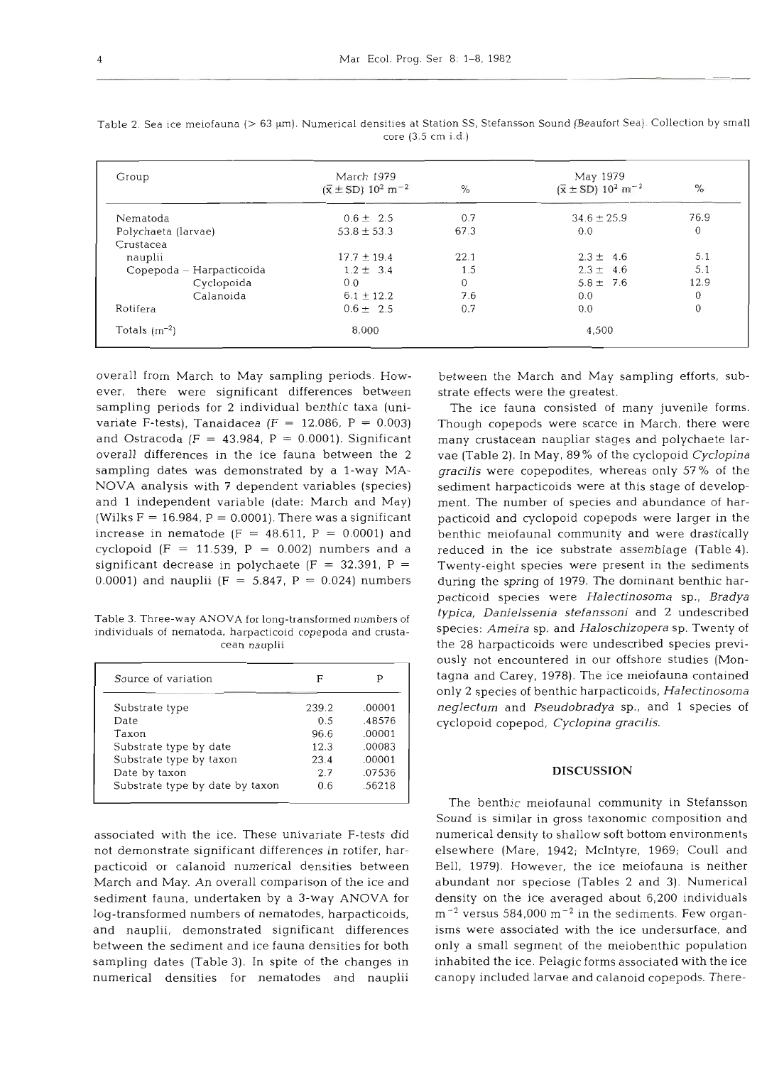Table 2. Sea ice meiofauna (> 63 μm). Numerical densities at Station SS, Stefansson Sound (Beaufort Sea). Collection by small core (3.5 cm i.d.)

| Group | March 1979 ($\bar{x}$ ± SD) $10^2$ m$^{-2}$ | % | May 1979 ($\bar{x}$ ± SD) $10^2$ m$^{-2}$ | % |
|---|---|---|---|---|
| Nematoda | 0.6 ± 2.5 | 0.7 | 34.6 ± 25.9 | 76.9 |
| Polychaeta (larvae) | 53.8 ± 53.3 | 67.3 | 0.0 | 0 |
| Crustacea | | | | |
| nauplii | 17.7 ± 19.4 | 22.1 | 2.3 ± 4.6 | 5.1 |
| Copepoda – Harpacticoida | 1.2 ± 3.4 | 1.5 | 2.3 ± 4.6 | 5.1 |
| Cyclopoida | 0.0 | 0 | 5.8 ± 7.6 | 12.9 |
| Calanoida | 6.1 ± 12.2 | 7.6 | 0.0 | 0 |
| Rotifera | 0.6 ± 2.5 | 0.7 | 0.0 | 0 |
| Totals (m$^{-2}$) | 8,000 | | 4,500 | |

overall from March to May sampling periods. However, there were significant differences between sampling periods for 2 individual benthic taxa (univariate F-tests), Tanaidacea ($F = 12.086$, $P = 0.003$) and Ostracoda ($F = 43.984$, $P = 0.0001$). Significant overall differences in the ice fauna between the 2 sampling dates was demonstrated by a 1-way MANOVA analysis with 7 dependent variables (species) and 1 independent variable (date: March and May) (Wilks $F = 16.984$, $P = 0.0001$). There was a significant increase in nematode ($F = 48.611$, $P = 0.0001$) and cyclopoid ($F = 11.539$, $P = 0.002$) numbers and a significant decrease in polychaete ($F = 32.391$, $P = 0.0001$) and nauplii ($F = 5.847$, $P = 0.024$) numbers

Table 3. Three-way ANOVA for long-transformed numbers of individuals of nematoda, harpacticoid copepoda and crustacean nauplii

| Source of variation | F | P |
|---|---|---|
| Substrate type | 239.2 | .00001 |
| Date | 0.5 | .48576 |
| Taxon | 96.6 | .00001 |
| Substrate type by date | 12.3 | .00083 |
| Substrate type by taxon | 23.4 | .00001 |
| Date by taxon | 2.7 | .07536 |
| Substrate type by date by taxon | 0.6 | .56218 |

associated with the ice. These univariate F-tests did not demonstrate significant differences in rotifer, harpacticoid or calanoid numerical densities between March and May. An overall comparison of the ice and sediment fauna, undertaken by a 3-way ANOVA for log-transformed numbers of nematodes, harpacticoids, and nauplii, demonstrated significant differences between the sediment and ice fauna densities for both sampling dates (Table 3). In spite of the changes in numerical densities for nematodes and nauplii between the March and May sampling efforts, substrate effects were the greatest.

The ice fauna consisted of many juvenile forms. Though copepods were scarce in March, there were many crustacean naupliar stages and polychaete larvae (Table 2). In May, 89 % of the cyclopoid *Cyclopina gracilis* were copepodites, whereas only 57 % of the sediment harpacticoids were at this stage of development. The number of species and abundance of harpacticoid and cyclopoid copepods were larger in the benthic meiofaunal community and were drastically reduced in the ice substrate assemblage (Table 4). Twenty-eight species were present in the sediments during the spring of 1979. The dominant benthic harpacticoid species were *Halectinosoma* sp., *Bradya typica*, *Danielssenia stefanssoni* and 2 undescribed species: *Ameira* sp. and *Haloschizopera* sp. Twenty of the 28 harpacticoids were undescribed species previously not encountered in our offshore studies (Montagna and Carey, 1978). The ice meiofauna contained only 2 species of benthic harpacticoids, *Halectinosoma neglectum* and *Pseudobradya* sp., and 1 species of cyclopoid copepod, *Cyclopina gracilis*.

## DISCUSSION

The benthic meiofaunal community in Stefansson Sound is similar in gross taxonomic composition and numerical density to shallow soft bottom environments elsewhere (Mare, 1942; McIntyre, 1969; Coull and Bell, 1979). However, the ice meiofauna is neither abundant nor speciose (Tables 2 and 3). Numerical density on the ice averaged about 6,200 individuals m$^{-2}$ versus 584,000 m$^{-2}$ in the sediments. Few organisms were associated with the ice undersurface, and only a small segment of the meiobenthic population inhabited the ice. Pelagic forms associated with the ice canopy included larvae and calanoid copepods. There-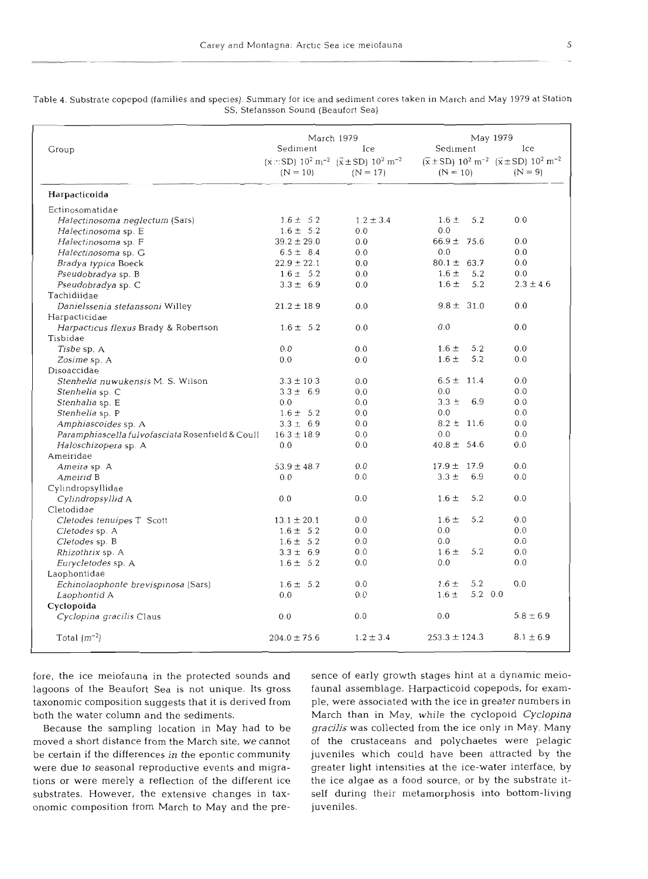Table 4. Substrate copepod (families and species). Summary for ice and sediment cores taken in March and May 1979 at Station SS, Stefansson Sound (Beaufort Sea)

| Group | March 1979 Sediment $(\bar{x} \pm SD)\ 10^2\ m^{-2}$ (N = 10) | March 1979 Ice $(\bar{x} \pm SD)\ 10^2\ m^{-2}$ (N = 17) | May 1979 Sediment $(\bar{x} \pm SD)\ 10^2\ m^{-2}$ (N = 10) | May 1979 Ice $(\bar{x} \pm SD)\ 10^2\ m^{-2}$ (N = 9) |
|---|---|---|---|---|
| **Harpacticoida** | | | | |
| Ectinosomatidae | | | | |
| *Halectinosoma neglectum* (Sars) | 1.6 ± 5.2 | 1.2 ± 3.4 | 1.6 ± 5.2 | 0.0 |
| *Halectinosoma* sp. E | 1.6 ± 5.2 | 0.0 | 0.0 | |
| *Halectinosoma* sp. F | 39.2 ± 29.0 | 0.0 | 66.9 ± 75.6 | 0.0 |
| *Halectinosoma* sp. G | 6.5 ± 8.4 | 0.0 | 0.0 | 0.0 |
| *Bradya typica* Boeck | 22.9 ± 22.1 | 0.0 | 80.1 ± 63.7 | 0.0 |
| *Pseudobradya* sp. B | 1.6 ± 5.2 | 0.0 | 1.6 ± 5.2 | 0.0 |
| *Pseudobradya* sp. C | 3.3 ± 6.9 | 0.0 | 1.6 ± 5.2 | 2.3 ± 4.6 |
| Tachidiidae | | | | |
| *Danielssenia stefanssoni* Willey | 21.2 ± 18.9 | 0.0 | 9.8 ± 31.0 | 0.0 |
| Harpacticidae | | | | |
| *Harpacticus flexus* Brady & Robertson | 1.6 ± 5.2 | 0.0 | 0.0 | 0.0 |
| Tisbidae | | | | |
| *Tisbe* sp. A | 0.0 | 0.0 | 1.6 ± 5.2 | 0.0 |
| *Zosime* sp. A | 0.0 | 0.0 | 1.6 ± 5.2 | 0.0 |
| Disoaccidae | | | | |
| *Stenhelia nuwukensis* M. S. Wilson | 3.3 ± 10.3 | 0.0 | 6.5 ± 11.4 | 0.0 |
| *Stenhelia* sp. C | 3.3 ± 6.9 | 0.0 | 0.0 | 0.0 |
| *Stenhalia* sp. E | 0.0 | 0.0 | 3.3 ± 6.9 | 0.0 |
| *Stenhelia* sp. P | 1.6 ± 5.2 | 0.0 | 0.0 | 0.0 |
| *Amphiascoides* sp. A | 3.3 ± 6.9 | 0.0 | 8.2 ± 11.6 | 0.0 |
| *Paramphiascella fulvofasciata* Rosenfield & Coull | 16.3 ± 18.9 | 0.0 | 0.0 | 0.0 |
| *Haloschizopera* sp. A | 0.0 | 0.0 | 40.8 ± 54.6 | 0.0 |
| Ameiridae | | | | |
| *Ameira* sp. A | 53.9 ± 48.7 | 0.0 | 17.9 ± 17.9 | 0.0 |
| *Ameirid* B | 0.0 | 0.0 | 3.3 ± 6.9 | 0.0 |
| Cylindropsyllidae | | | | |
| *Cylindropsyllid* A | 0.0 | 0.0 | 1.6 ± 5.2 | 0.0 |
| Cletodidae | | | | |
| *Cletodes tenuipes* T. Scott | 13.1 ± 20.1 | 0.0 | 1.6 ± 5.2 | 0.0 |
| *Cletodes* sp. A | 1.6 ± 5.2 | 0.0 | 0.0 | 0.0 |
| *Cletodes* sp. B | 1.6 ± 5.2 | 0.0 | 0.0 | 0.0 |
| *Rhizothrix* sp. A | 3.3 ± 6.9 | 0.0 | 1.6 ± 5.2 | 0.0 |
| *Eurycletodes* sp. A | 1.6 ± 5.2 | 0.0 | 0.0 | 0.0 |
| Laophontidae | | | | |
| *Echinolaophonte brevispinosa* (Sars) | 1.6 ± 5.2 | 0.0 | 1.6 ± 5.2 | 0.0 |
| *Laophontid* A | 0.0 | 0.0 | 1.6 ± 5.2 | 0.0 |
| **Cyclopoida** | | | | |
| *Cyclopina gracilis* Claus | 0.0 | 0.0 | 0.0 | 5.8 ± 6.9 |
| Total $(m^{-2})$ | 204.0 ± 75.6 | 1.2 ± 3.4 | 253.3 ± 124.3 | 8.1 ± 6.9 |

fore, the ice meiofauna in the protected sounds and lagoons of the Beaufort Sea is not unique. Its gross taxonomic composition suggests that it is derived from both the water column and the sediments.

Because the sampling location in May had to be moved a short distance from the March site, we cannot be certain if the differences in the epontic community were due to seasonal reproductive events and migrations or were merely a reflection of the different ice substrates. However, the extensive changes in taxonomic composition from March to May and the presence of early growth stages hint at a dynamic meiofaunal assemblage. Harpacticoid copepods, for example, were associated with the ice in greater numbers in March than in May, while the cyclopoid *Cyclopina gracilis* was collected from the ice only in May. Many of the crustaceans and polychaetes were pelagic juveniles which could have been attracted by the greater light intensities at the ice-water interface, by the ice algae as a food source, or by the substrate itself during their metamorphosis into bottom-living juveniles.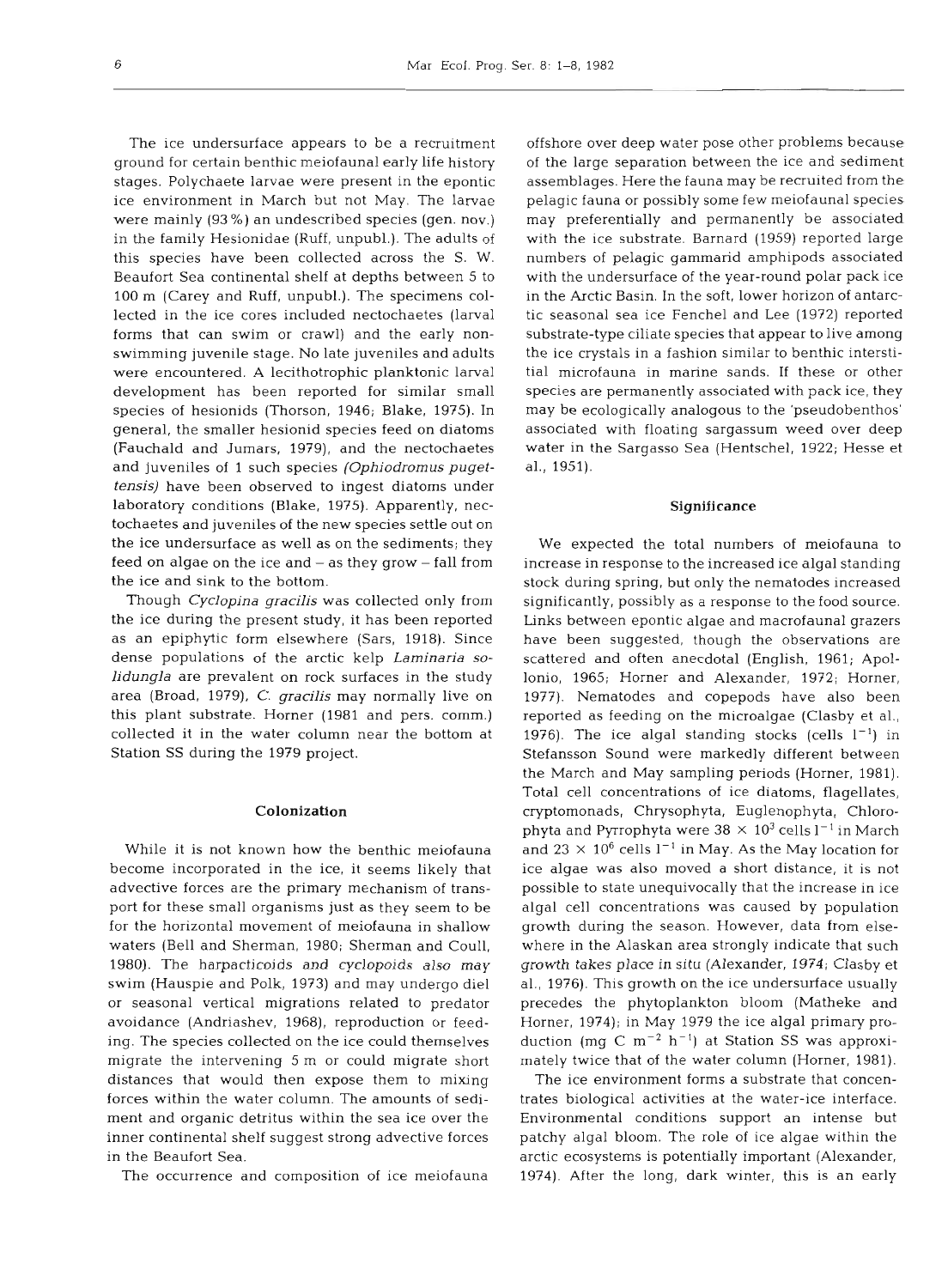The ice undersurface appears to be a recruitment ground for certain benthic meiofaunal early life history stages. Polychaete larvae were present in the epontic ice environment in March but not May. The larvae were mainly (93 %) an undescribed species (gen. nov.) in the family Hesionidae (Ruff, unpubl.). The adults of this species have been collected across the S. W. Beaufort Sea continental shelf at depths between 5 to 100 m (Carey and Ruff, unpubl.). The specimens collected in the ice cores included nectochaetes (larval forms that can swim or crawl) and the early non-swimming juvenile stage. No late juveniles and adults were encountered. A lecithotrophic planktonic larval development has been reported for similar small species of hesionids (Thorson, 1946; Blake, 1975). In general, the smaller hesionid species feed on diatoms (Fauchald and Jumars, 1979), and the nectochaetes and juveniles of 1 such species *(Ophiodromus pugettensis)* have been observed to ingest diatoms under laboratory conditions (Blake, 1975). Apparently, nectochaetes and juveniles of the new species settle out on the ice undersurface as well as on the sediments; they feed on algae on the ice and – as they grow – fall from the ice and sink to the bottom.

Though *Cyclopina gracilis* was collected only from the ice during the present study, it has been reported as an epiphytic form elsewhere (Sars, 1918). Since dense populations of the arctic kelp *Laminaria solidungla* are prevalent on rock surfaces in the study area (Broad, 1979), *C. gracilis* may normally live on this plant substrate. Horner (1981 and pers. comm.) collected it in the water column near the bottom at Station SS during the 1979 project.

## Colonization

While it is not known how the benthic meiofauna become incorporated in the ice, it seems likely that advective forces are the primary mechanism of transport for these small organisms just as they seem to be for the horizontal movement of meiofauna in shallow waters (Bell and Sherman, 1980; Sherman and Coull, 1980). The harpacticoids and cyclopoids also may swim (Hauspie and Polk, 1973) and may undergo diel or seasonal vertical migrations related to predator avoidance (Andriashev, 1968), reproduction or feeding. The species collected on the ice could themselves migrate the intervening 5 m or could migrate short distances that would then expose them to mixing forces within the water column. The amounts of sediment and organic detritus within the sea ice over the inner continental shelf suggest strong advective forces in the Beaufort Sea.

The occurrence and composition of ice meiofauna offshore over deep water pose other problems because of the large separation between the ice and sediment assemblages. Here the fauna may be recruited from the pelagic fauna or possibly some few meiofaunal species may preferentially and permanently be associated with the ice substrate. Barnard (1959) reported large numbers of pelagic gammarid amphipods associated with the undersurface of the year-round polar pack ice in the Arctic Basin. In the soft, lower horizon of antarctic seasonal sea ice Fenchel and Lee (1972) reported substrate-type ciliate species that appear to live among the ice crystals in a fashion similar to benthic interstitial microfauna in marine sands. If these or other species are permanently associated with pack ice, they may be ecologically analogous to the 'pseudobenthos' associated with floating sargassum weed over deep water in the Sargasso Sea (Hentschel, 1922; Hesse et al., 1951).

## Significance

We expected the total numbers of meiofauna to increase in response to the increased ice algal standing stock during spring, but only the nematodes increased significantly, possibly as a response to the food source. Links between epontic algae and macrofaunal grazers have been suggested, though the observations are scattered and often anecdotal (English, 1961; Apollonio, 1965; Horner and Alexander, 1972; Horner, 1977). Nematodes and copepods have also been reported as feeding on the microalgae (Clasby et al., 1976). The ice algal standing stocks (cells $l^{-1}$) in Stefansson Sound were markedly different between the March and May sampling periods (Horner, 1981). Total cell concentrations of ice diatoms, flagellates, cryptomonads, Chrysophyta, Euglenophyta, Chlorophyta and Pyrrophyta were $38 \times 10^3$ cells $l^{-1}$ in March and $23 \times 10^6$ cells $l^{-1}$ in May. As the May location for ice algae was also moved a short distance, it is not possible to state unequivocally that the increase in ice algal cell concentrations was caused by population growth during the season. However, data from elsewhere in the Alaskan area strongly indicate that such growth takes place in situ (Alexander, 1974; Clasby et al., 1976). This growth on the ice undersurface usually precedes the phytoplankton bloom (Matheke and Horner, 1974); in May 1979 the ice algal primary production (mg C $m^{-2}$ $h^{-1}$) at Station SS was approximately twice that of the water column (Horner, 1981).

The ice environment forms a substrate that concentrates biological activities at the water-ice interface. Environmental conditions support an intense but patchy algal bloom. The role of ice algae within the arctic ecosystems is potentially important (Alexander, 1974). After the long, dark winter, this is an early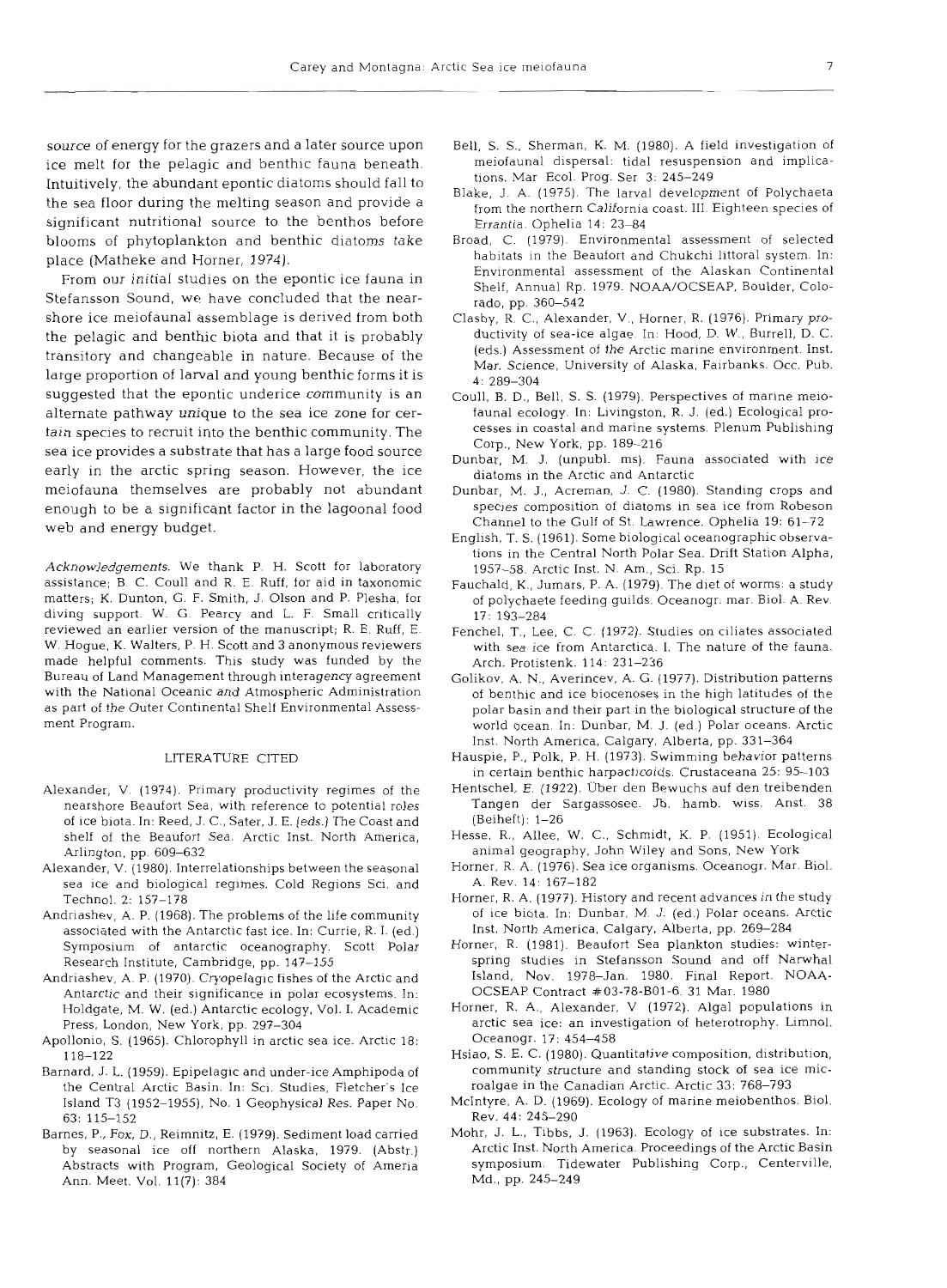source of energy for the grazers and a later source upon ice melt for the pelagic and benthic fauna beneath. Intuitively, the abundant epontic diatoms should fall to the sea floor during the melting season and provide a significant nutritional source to the benthos before blooms of phytoplankton and benthic diatoms take place (Matheke and Horner, 1974).

From our initial studies on the epontic ice fauna in Stefansson Sound, we have concluded that the nearshore ice meiofaunal assemblage is derived from both the pelagic and benthic biota and that it is probably transitory and changeable in nature. Because of the large proportion of larval and young benthic forms it is suggested that the epontic underice community is an alternate pathway unique to the sea ice zone for certain species to recruit into the benthic community. The sea ice provides a substrate that has a large food source early in the arctic spring season. However, the ice meiofauna themselves are probably not abundant enough to be a significant factor in the lagoonal food web and energy budget.

*Acknowledgements.* We thank P. H. Scott for laboratory assistance; B. C. Coull and R. E. Ruff, for aid in taxonomic matters; K. Dunton, G. F. Smith, J. Olson and P. Plesha, for diving support. W. G. Pearcy and L. F. Small critically reviewed an earlier version of the manuscript; R. E. Ruff, E. W. Hogue, K. Walters, P. H. Scott and 3 anonymous reviewers made helpful comments. This study was funded by the Bureau of Land Management through interagency agreement with the National Oceanic and Atmospheric Administration as part of the Outer Continental Shelf Environmental Assessment Program.

## LITERATURE CITED

Alexander, V. (1974). Primary productivity regimes of the nearshore Beaufort Sea, with reference to potential roles of ice biota. In: Reed, J. C., Sater, J. E. (eds.) The Coast and shelf of the Beaufort Sea. Arctic Inst. North America, Arlington, pp. 609–632

Alexander, V. (1980). Interrelationships between the seasonal sea ice and biological regimes. Cold Regions Sci. and Technol. 2: 157–178

Andriashev, A. P. (1968). The problems of the life community associated with the Antarctic fast ice. In: Currie, R. I. (ed.) Symposium of antarctic oceanography. Scott Polar Research Institute, Cambridge, pp. 147–155

Andriashev, A. P. (1970). Cryopelagic fishes of the Arctic and Antarctic and their significance in polar ecosystems. In: Holdgate, M. W. (ed.) Antarctic ecology, Vol. I. Academic Press, London, New York, pp. 297–304

Apollonio, S. (1965). Chlorophyll in arctic sea ice. Arctic 18: 118–122

Barnard, J. L. (1959). Epipelagic and under-ice Amphipoda of the Central Arctic Basin. In: Sci. Studies, Fletcher's Ice Island T3 (1952–1955), No. 1 Geophysical Res. Paper No. 63: 115–152

Barnes, P., Fox, D., Reimnitz, E. (1979). Sediment load carried by seasonal ice off northern Alaska, 1979. (Abstr.) Abstracts with Program, Geological Society of Ameria Ann. Meet. Vol. 11(7): 384

Bell, S. S., Sherman, K. M. (1980). A field investigation of meiofaunal dispersal: tidal resuspension and implications. Mar. Ecol. Prog. Ser. 3: 245–249

Blake, J. A. (1975). The larval development of Polychaeta from the northern California coast. III. Eighteen species of Errantia. Ophelia 14: 23–84

Broad, C. (1979). Environmental assessment of selected habitats in the Beaufort and Chukchi littoral system. In: Environmental assessment of the Alaskan Continental Shelf, Annual Rp. 1979. NOAA/OCSEAP, Boulder, Colorado, pp. 360–542

Clasby, R. C., Alexander, V., Horner, R. (1976). Primary productivity of sea-ice algae. In: Hood, D. W., Burrell, D. C. (eds.) Assessment of the Arctic marine environment. Inst. Mar. Science, University of Alaska, Fairbanks. Occ. Pub. 4: 289–304

Coull, B. D., Bell, S. S. (1979). Perspectives of marine meiofaunal ecology. In: Livingston, R. J. (ed.) Ecological processes in coastal and marine systems. Plenum Publishing Corp., New York, pp. 189–216

Dunbar, M. J. (unpubl. ms). Fauna associated with ice diatoms in the Arctic and Antarctic

Dunbar, M. J., Acreman, J. C. (1980). Standing crops and species composition of diatoms in sea ice from Robeson Channel to the Gulf of St. Lawrence. Ophelia 19: 61–72

English, T. S. (1961). Some biological oceanographic observations in the Central North Polar Sea. Drift Station Alpha, 1957–58. Arctic Inst. N. Am., Sci. Rp. 15

Fauchald, K., Jumars, P. A. (1979). The diet of worms: a study of polychaete feeding guilds. Oceanogr. mar. Biol. A. Rev. 17: 193–284

Fenchel, T., Lee, C. C. (1972). Studies on ciliates associated with sea ice from Antarctica. I. The nature of the fauna. Arch. Protistenk. 114: 231–236

Golikov, A. N., Averincev, A. G. (1977). Distribution patterns of benthic and ice biocenoses in the high latitudes of the polar basin and their part in the biological structure of the world ocean. In: Dunbar, M. J. (ed.) Polar oceans. Arctic Inst. North America, Calgary, Alberta, pp. 331–364

Hauspie, P., Polk, P. H. (1973). Swimming behavior patterns in certain benthic harpacticoids. Crustaceana 25: 95–103

Hentschel, E. (1922). Über den Bewuchs auf den treibenden Tangen der Sargassosee. Jb. hamb. wiss. Anst. 38 (Beiheft): 1–26

Hesse, R., Allee, W. C., Schmidt, K. P. (1951). Ecological animal geography, John Wiley and Sons, New York

Horner, R. A. (1976). Sea ice organisms. Oceanogr. Mar. Biol. A. Rev. 14: 167–182

Horner, R. A. (1977). History and recent advances in the study of ice biota. In: Dunbar, M. J. (ed.) Polar oceans. Arctic Inst. North America, Calgary, Alberta, pp. 269–284

Horner, R. (1981). Beaufort Sea plankton studies: winter-spring studies in Stefansson Sound and off Narwhal Island, Nov. 1978–Jan. 1980. Final Report. NOAA-OCSEAP Contract #03-78-B01-6. 31 Mar. 1980

Horner, R. A., Alexander, V (1972). Algal populations in arctic sea ice: an investigation of heterotrophy. Limnol. Oceanogr. 17: 454–458

Hsiao, S. E. C. (1980). Quantitative composition, distribution, community structure and standing stock of sea ice microalgae in the Canadian Arctic. Arctic 33: 768–793

McIntyre, A. D. (1969). Ecology of marine meiobenthos. Biol. Rev. 44: 245–290

Mohr, J. L., Tibbs, J. (1963). Ecology of ice substrates. In: Arctic Inst. North America. Proceedings of the Arctic Basin symposium. Tidewater Publishing Corp., Centerville, Md., pp. 245–249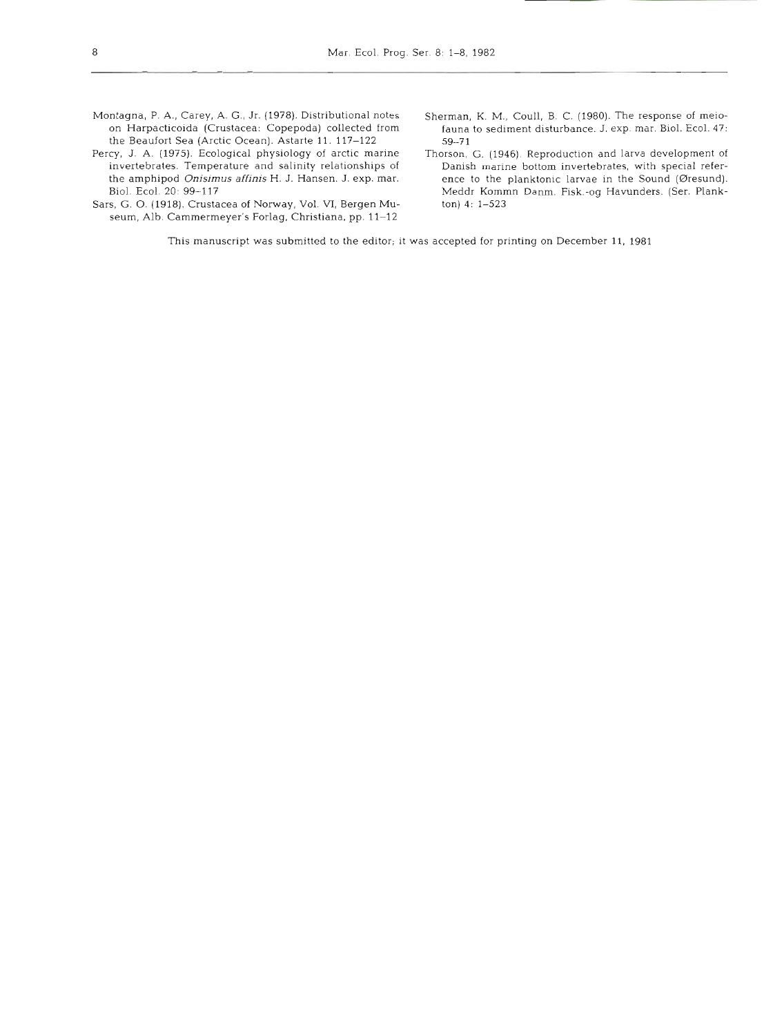Montagna, P. A., Carey, A. G., Jr. (1978). Distributional notes on Harpacticoida (Crustacea: Copepoda) collected from the Beaufort Sea (Arctic Ocean). Astarte 11. 117–122

Percy, J. A. (1975). Ecological physiology of arctic marine invertebrates. Temperature and salinity relationships of the amphipod *Onisimus affinis* H. J. Hansen. J. exp. mar. Biol. Ecol. 20: 99–117

Sars, G. O. (1918). Crustacea of Norway, Vol. VI, Bergen Museum, Alb. Cammermeyer's Forlag, Christiana, pp. 11–12

Sherman, K. M., Coull, B. C. (1980). The response of meiofauna to sediment disturbance. J. exp. mar. Biol. Ecol. 47: 59–71

Thorson, G. (1946). Reproduction and larva development of Danish marine bottom invertebrates, with special reference to the planktonic larvae in the Sound (Øresund). Meddr Kommn Danm. Fisk.-og Havunders. (Ser. Plankton) 4: 1–523

This manuscript was submitted to the editor; it was accepted for printing on December 11, 1981